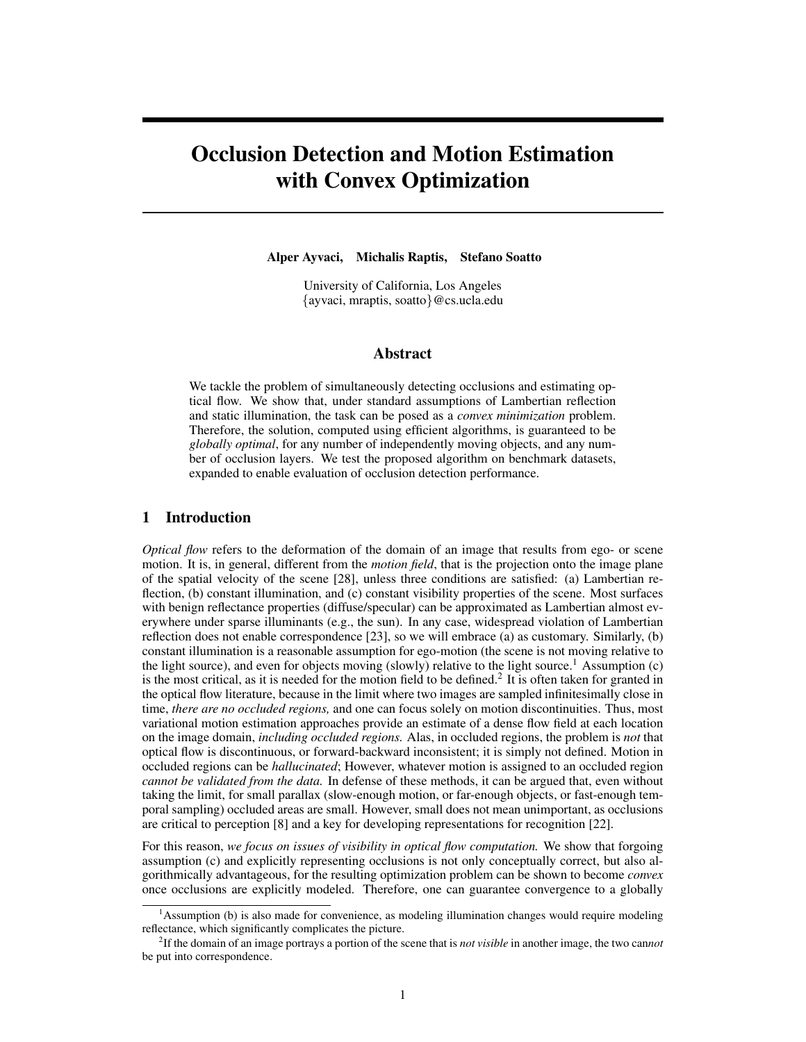# Occlusion Detection and Motion Estimation with Convex Optimization

**Alper Ayvaci, Michalis Raptis, Stefano Soatto**

University of California, Los Angeles
{ayvaci, mraptis, soatto}@cs.ucla.edu

## Abstract

We tackle the problem of simultaneously detecting occlusions and estimating optical flow. We show that, under standard assumptions of Lambertian reflection and static illumination, the task can be posed as a *convex minimization* problem. Therefore, the solution, computed using efficient algorithms, is guaranteed to be *globally optimal*, for any number of independently moving objects, and any number of occlusion layers. We test the proposed algorithm on benchmark datasets, expanded to enable evaluation of occlusion detection performance.

## 1 Introduction

*Optical flow* refers to the deformation of the domain of an image that results from ego- or scene motion. It is, in general, different from the *motion field*, that is the projection onto the image plane of the spatial velocity of the scene [28], unless three conditions are satisfied: (a) Lambertian reflection, (b) constant illumination, and (c) constant visibility properties of the scene. Most surfaces with benign reflectance properties (diffuse/specular) can be approximated as Lambertian almost everywhere under sparse illuminants (e.g., the sun). In any case, widespread violation of Lambertian reflection does not enable correspondence [23], so we will embrace (a) as customary. Similarly, (b) constant illumination is a reasonable assumption for ego-motion (the scene is not moving relative to the light source), and even for objects moving (slowly) relative to the light source.[1] Assumption (c) is the most critical, as it is needed for the motion field to be defined.[2] It is often taken for granted in the optical flow literature, because in the limit where two images are sampled infinitesimally close in time, *there are no occluded regions,* and one can focus solely on motion discontinuities. Thus, most variational motion estimation approaches provide an estimate of a dense flow field at each location on the image domain, *including occluded regions.* Alas, in occluded regions, the problem is *not* that optical flow is discontinuous, or forward-backward inconsistent; it is simply not defined. Motion in occluded regions can be *hallucinated*; However, whatever motion is assigned to an occluded region *cannot be validated from the data.* In defense of these methods, it can be argued that, even without taking the limit, for small parallax (slow-enough motion, or far-enough objects, or fast-enough temporal sampling) occluded areas are small. However, small does not mean unimportant, as occlusions are critical to perception [8] and a key for developing representations for recognition [22].

For this reason, *we focus on issues of visibility in optical flow computation.* We show that forgoing assumption (c) and explicitly representing occlusions is not only conceptually correct, but also algorithmically advantageous, for the resulting optimization problem can be shown to become *convex* once occlusions are explicitly modeled. Therefore, one can guarantee convergence to a globally

[1] Assumption (b) is also made for convenience, as modeling illumination changes would require modeling reflectance, which significantly complicates the picture.

[2] If the domain of an image portrays a portion of the scene that is *not visible* in another image, the two can*not* be put into correspondence.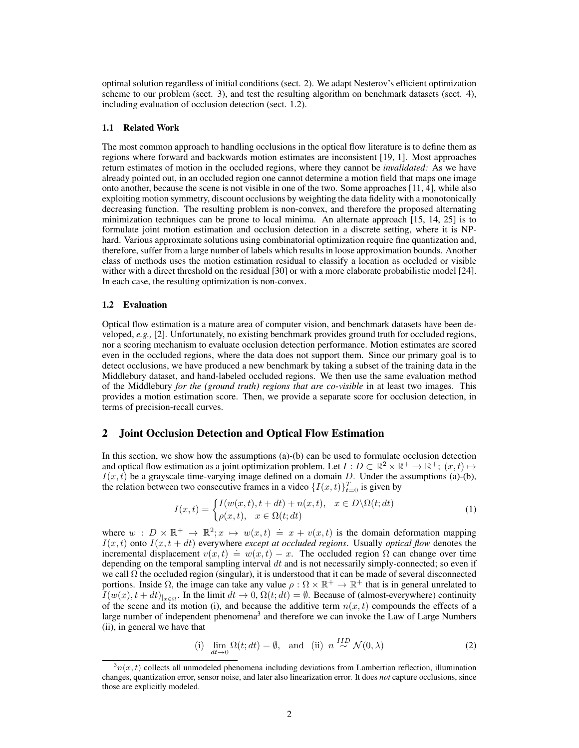optimal solution regardless of initial conditions (sect. 2). We adapt Nesterov's efficient optimization scheme to our problem (sect. 3), and test the resulting algorithm on benchmark datasets (sect. 4), including evaluation of occlusion detection (sect. 1.2).

### 1.1 Related Work

The most common approach to handling occlusions in the optical flow literature is to define them as regions where forward and backwards motion estimates are inconsistent [19, 1]. Most approaches return estimates of motion in the occluded regions, where they cannot be *invalidated:* As we have already pointed out, in an occluded region one cannot determine a motion field that maps one image onto another, because the scene is not visible in one of the two. Some approaches [11, 4], while also exploiting motion symmetry, discount occlusions by weighting the data fidelity with a monotonically decreasing function. The resulting problem is non-convex, and therefore the proposed alternating minimization techniques can be prone to local minima. An alternate approach [15, 14, 25] is to formulate joint motion estimation and occlusion detection in a discrete setting, where it is NP-hard. Various approximate solutions using combinatorial optimization require fine quantization and, therefore, suffer from a large number of labels which results in loose approximation bounds. Another class of methods uses the motion estimation residual to classify a location as occluded or visible wither with a direct threshold on the residual [30] or with a more elaborate probabilistic model [24]. In each case, the resulting optimization is non-convex.

### 1.2 Evaluation

Optical flow estimation is a mature area of computer vision, and benchmark datasets have been developed, *e.g.,* [2]. Unfortunately, no existing benchmark provides ground truth for occluded regions, nor a scoring mechanism to evaluate occlusion detection performance. Motion estimates are scored even in the occluded regions, where the data does not support them. Since our primary goal is to detect occlusions, we have produced a new benchmark by taking a subset of the training data in the Middlebury dataset, and hand-labeled occluded regions. We then use the same evaluation method of the Middlebury *for the (ground truth) regions that are co-visible* in at least two images. This provides a motion estimation score. Then, we provide a separate score for occlusion detection, in terms of precision-recall curves.

## 2 Joint Occlusion Detection and Optical Flow Estimation

In this section, we show how the assumptions (a)-(b) can be used to formulate occlusion detection and optical flow estimation as a joint optimization problem. Let $I : D \subset \mathbb{R}^2 \times \mathbb{R}^+ \to \mathbb{R}^+;\ (x,t) \mapsto I(x,t)$ be a grayscale time-varying image defined on a domain $D$. Under the assumptions (a)-(b), the relation between two consecutive frames in a video $\{I(x,t)\}_{t=0}^T$ is given by

$$I(x,t) = \begin{cases} I(w(x,t), t+dt) + n(x,t), & x \in D\backslash\Omega(t;dt) \\ \rho(x,t), & x \in \Omega(t;dt) \end{cases} \tag{1}$$

where $w : D \times \mathbb{R}^+ \to \mathbb{R}^2; x \mapsto w(x,t) \doteq x + v(x,t)$ is the domain deformation mapping $I(x,t)$ onto $I(x,t+dt)$ everywhere *except at occluded regions*. Usually *optical flow* denotes the incremental displacement $v(x,t) \doteq w(x,t) - x$. The occluded region $\Omega$ can change over time depending on the temporal sampling interval $dt$ and is not necessarily simply-connected; so even if we call $\Omega$ the occluded region (singular), it is understood that it can be made of several disconnected portions. Inside $\Omega$, the image can take any value $\rho : \Omega \times \mathbb{R}^+ \to \mathbb{R}^+$ that is in general unrelated to $I(w(x), t+dt)_{|x\in\Omega}$. In the limit $dt \to 0$, $\Omega(t;dt) = \emptyset$. Because of (almost-everywhere) continuity of the scene and its motion (i), and because the additive term $n(x,t)$ compounds the effects of a large number of independent phenomena[3] and therefore we can invoke the Law of Large Numbers (ii), in general we have that

$$\text{(i)}\ \lim_{dt\to 0} \Omega(t;dt) = \emptyset, \quad \text{and} \quad \text{(ii)}\ n \overset{IID}{\sim} \mathcal{N}(0,\lambda) \tag{2}$$

[3] $n(x,t)$ collects all unmodeled phenomena including deviations from Lambertian reflection, illumination changes, quantization error, sensor noise, and later also linearization error. It does *not* capture occlusions, since those are explicitly modeled.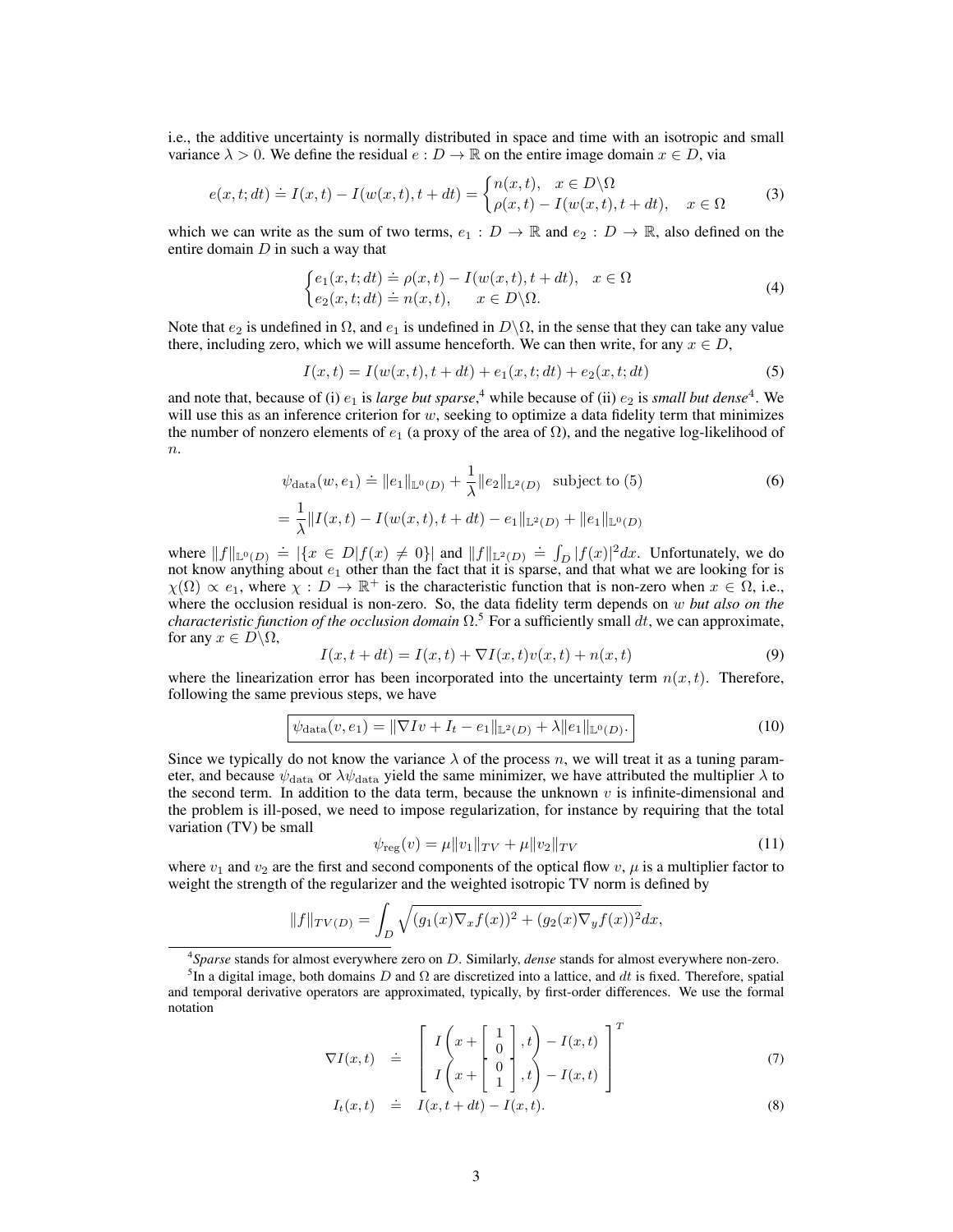i.e., the additive uncertainty is normally distributed in space and time with an isotropic and small variance $\lambda > 0$. We define the residual $e : D \to \mathbb{R}$ on the entire image domain $x \in D$, via

$$e(x,t;dt) \doteq I(x,t) - I(w(x,t), t+dt) = \begin{cases} n(x,t), & x \in D\backslash\Omega \\ \rho(x,t) - I(w(x,t), t+dt), & x \in \Omega \end{cases} \tag{3}$$

which we can write as the sum of two terms, $e_1 : D \to \mathbb{R}$ and $e_2 : D \to \mathbb{R}$, also defined on the entire domain $D$ in such a way that

$$\begin{cases} e_1(x,t;dt) \doteq \rho(x,t) - I(w(x,t), t+dt), & x \in \Omega \\ e_2(x,t;dt) \doteq n(x,t), & x \in D\backslash\Omega. \end{cases} \tag{4}$$

Note that $e_2$ is undefined in $\Omega$, and $e_1$ is undefined in $D\backslash\Omega$, in the sense that they can take any value there, including zero, which we will assume henceforth. We can then write, for any $x \in D$,

$$I(x,t) = I(w(x,t), t+dt) + e_1(x,t;dt) + e_2(x,t;dt) \tag{5}$$

and note that, because of (i) $e_1$ is *large but sparse*,[4] while because of (ii) $e_2$ is *small but dense*[4]. We will use this as an inference criterion for $w$, seeking to optimize a data fidelity term that minimizes the number of nonzero elements of $e_1$ (a proxy of the area of $\Omega$), and the negative log-likelihood of $n$.

$$\begin{aligned} \psi_{\text{data}}(w, e_1) &\doteq \|e_1\|_{\mathbb{L}^0(D)} + \frac{1}{\lambda}\|e_2\|_{\mathbb{L}^2(D)} \quad \text{subject to (5)} \\ &= \frac{1}{\lambda}\|I(x,t) - I(w(x,t), t+dt) - e_1\|_{\mathbb{L}^2(D)} + \|e_1\|_{\mathbb{L}^0(D)} \end{aligned} \tag{6}$$

where $\|f\|_{\mathbb{L}^0(D)} \doteq |\{x \in D | f(x) \neq 0\}|$ and $\|f\|_{\mathbb{L}^2(D)} \doteq \int_D |f(x)|^2 dx$. Unfortunately, we do not know anything about $e_1$ other than the fact that it is sparse, and that what we are looking for is $\chi(\Omega) \propto e_1$, where $\chi : D \to \mathbb{R}^+$ is the characteristic function that is non-zero when $x \in \Omega$, i.e., where the occlusion residual is non-zero. So, the data fidelity term depends on $w$ *but also on the characteristic function of the occlusion domain* $\Omega$.[5] For a sufficiently small $dt$, we can approximate, for any $x \in D\backslash\Omega$,

$$I(x, t+dt) = I(x,t) + \nabla I(x,t) v(x,t) + n(x,t) \tag{9}$$

where the linearization error has been incorporated into the uncertainty term $n(x,t)$. Therefore, following the same previous steps, we have

$$\boxed{\psi_{\text{data}}(v, e_1) = \|\nabla I v + I_t - e_1\|_{\mathbb{L}^2(D)} + \lambda\|e_1\|_{\mathbb{L}^0(D)}.} \tag{10}$$

Since we typically do not know the variance $\lambda$ of the process $n$, we will treat it as a tuning parameter, and because $\psi_{\text{data}}$ or $\lambda\psi_{\text{data}}$ yield the same minimizer, we have attributed the multiplier $\lambda$ to the second term. In addition to the data term, because the unknown $v$ is infinite-dimensional and the problem is ill-posed, we need to impose regularization, for instance by requiring that the total variation (TV) be small

$$\psi_{\text{reg}}(v) = \mu\|v_1\|_{TV} + \mu\|v_2\|_{TV} \tag{11}$$

where $v_1$ and $v_2$ are the first and second components of the optical flow $v$, $\mu$ is a multiplier factor to weight the strength of the regularizer and the weighted isotropic TV norm is defined by

$$\|f\|_{TV(D)} = \int_D \sqrt{(g_1(x)\nabla_x f(x))^2 + (g_2(x)\nabla_y f(x))^2} dx,$$

[4] *Sparse* stands for almost everywhere zero on $D$. Similarly, *dense* stands for almost everywhere non-zero.

[5] In a digital image, both domains $D$ and $\Omega$ are discretized into a lattice, and $dt$ is fixed. Therefore, spatial and temporal derivative operators are approximated, typically, by first-order differences. We use the formal notation

$$\nabla I(x,t) \doteq \begin{bmatrix} I\left(x + \begin{bmatrix} 1 \\ 0 \end{bmatrix}, t\right) - I(x,t) \\ I\left(x + \begin{bmatrix} 0 \\ 1 \end{bmatrix}, t\right) - I(x,t) \end{bmatrix}^T \tag{7}$$

$$I_t(x,t) \doteq I(x, t+dt) - I(x,t). \tag{8}$$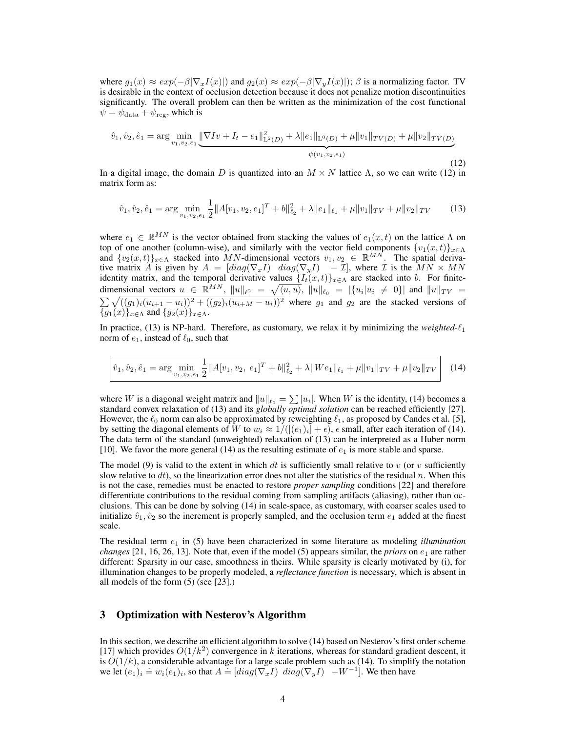where $g_1(x) \approx exp(-\beta|\nabla_x I(x)|)$ and $g_2(x) \approx exp(-\beta|\nabla_y I(x)|)$; $\beta$ is a normalizing factor. TV is desirable in the context of occlusion detection because it does not penalize motion discontinuities significantly. The overall problem can then be written as the minimization of the cost functional $\psi = \psi_{\text{data}} + \psi_{\text{reg}}$, which is

$$\hat{v}_1, \hat{v}_2, \hat{e}_1 = \arg\min_{v_1, v_2, e_1} \underbrace{\|\nabla I v + I_t - e_1\|^2_{\mathbb{L}^2(D)} + \lambda \|e_1\|_{\mathbb{L}^0(D)} + \mu \|v_1\|_{TV(D)} + \mu \|v_2\|_{TV(D)}}_{\psi(v_1, v_2, e_1)} \tag{12}$$

In a digital image, the domain $D$ is quantized into an $M \times N$ lattice $\Lambda$, so we can write (12) in matrix form as:

$$\hat{v}_1, \hat{v}_2, \hat{e}_1 = \arg\min_{v_1, v_2, e_1} \frac{1}{2} \|A[v_1, v_2, e_1]^T + b\|^2_{\ell_2} + \lambda \|e_1\|_{\ell_0} + \mu \|v_1\|_{TV} + \mu \|v_2\|_{TV} \tag{13}$$

where $e_1 \in \mathbb{R}^{MN}$ is the vector obtained from stacking the values of $e_1(x, t)$ on the lattice $\Lambda$ on top of one another (column-wise), and similarly with the vector field components $\{v_1(x, t)\}_{x \in \Lambda}$ and $\{v_2(x, t)\}_{x \in \Lambda}$ stacked into $MN$-dimensional vectors $v_1, v_2 \in \mathbb{R}^{MN}$. The spatial derivative matrix $A$ is given by $A = [diag(\nabla_x I) \;\; diag(\nabla_y I) \;\; -\mathcal{I}]$, where $\mathcal{I}$ is the $MN \times MN$ identity matrix, and the temporal derivative values $\{I_t(x, t)\}_{x \in \Lambda}$ are stacked into $b$. For finite-dimensional vectors $u \in \mathbb{R}^{MN}$, $\|u\|_{\ell^2} = \sqrt{\langle u, u \rangle}$, $\|u\|_{\ell_0} = |\{u_i | u_i \neq 0\}|$ and $\|u\|_{TV} = \sum \sqrt{((g_1)_i (u_{i+1} - u_i))^2 + ((g_2)_i (u_{i+M} - u_i))^2}$ where $g_1$ and $g_2$ are the stacked versions of $\{g_1(x)\}_{x \in \Lambda}$ and $\{g_2(x)\}_{x \in \Lambda}$.

In practice, (13) is NP-hard. Therefore, as customary, we relax it by minimizing the *weighted-$\ell_1$* norm of $e_1$, instead of $\ell_0$, such that

$$\boxed{\hat{v}_1, \hat{v}_2, \hat{e}_1 = \arg\min_{v_1, v_2, e_1} \frac{1}{2} \|A[v_1, v_2, \; e_1]^T + b\|^2_{\ell_2} + \lambda \|W e_1\|_{\ell_1} + \mu \|v_1\|_{TV} + \mu \|v_2\|_{TV}} \tag{14}$$

where $W$ is a diagonal weight matrix and $\|u\|_{\ell_1} = \sum |u_i|$. When $W$ is the identity, (14) becomes a standard convex relaxation of (13) and its *globally optimal solution* can be reached efficiently [27]. However, the $\ell_0$ norm can also be approximated by reweighting $\ell_1$, as proposed by Candes et al. [5], by setting the diagonal elements of $W$ to $w_i \approx 1/(|(e_1)_i| + \epsilon)$, $\epsilon$ small, after each iteration of (14). The data term of the standard (unweighted) relaxation of (13) can be interpreted as a Huber norm [10]. We favor the more general (14) as the resulting estimate of $e_1$ is more stable and sparse.

The model (9) is valid to the extent in which $dt$ is sufficiently small relative to $v$ (or $v$ sufficiently slow relative to $dt$), so the linearization error does not alter the statistics of the residual $n$. When this is not the case, remedies must be enacted to restore *proper sampling* conditions [22] and therefore differentiate contributions to the residual coming from sampling artifacts (aliasing), rather than occlusions. This can be done by solving (14) in scale-space, as customary, with coarser scales used to initialize $\hat{v}_1, \hat{v}_2$ so the increment is properly sampled, and the occlusion term $e_1$ added at the finest scale.

The residual term $e_1$ in (5) have been characterized in some literature as modeling *illumination changes* [21, 16, 26, 13]. Note that, even if the model (5) appears similar, the *priors* on $e_1$ are rather different: Sparsity in our case, smoothness in theirs. While sparsity is clearly motivated by (i), for illumination changes to be properly modeled, a *reflectance function* is necessary, which is absent in all models of the form (5) (see [23].)

## 3 Optimization with Nesterov's Algorithm

In this section, we describe an efficient algorithm to solve (14) based on Nesterov's first order scheme [17] which provides $O(1/k^2)$ convergence in $k$ iterations, whereas for standard gradient descent, it is $O(1/k)$, a considerable advantage for a large scale problem such as (14). To simplify the notation we let $(e_1)_i \doteq w_i (e_1)_i$, so that $A \doteq [diag(\nabla_x I) \;\; diag(\nabla_y I) \;\; -W^{-1}]$. We then have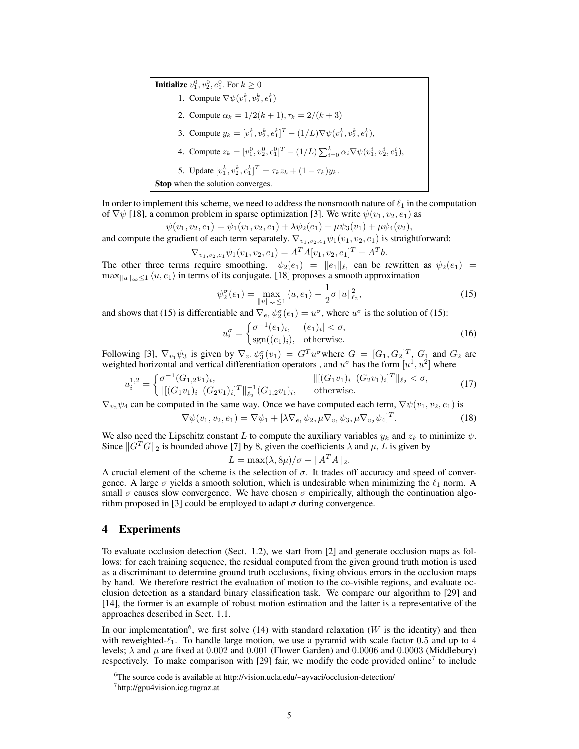**Initialize** $v_1^0, v_2^0, e_1^0$. For $k \geq 0$

1. Compute $\nabla\psi(v_1^k, v_2^k, e_1^k)$
2. Compute $\alpha_k = 1/2(k+1), \tau_k = 2/(k+3)$
3. Compute $y_k = [v_1^k, v_2^k, e_1^k]^T - (1/L)\nabla\psi(v_1^k, v_2^k, e_1^k)$,
4. Compute $z_k = [v_1^0, v_2^0, e_1^0]^T - (1/L)\sum_{i=0}^{k} \alpha_i \nabla\psi(v_1^i, v_2^i, e_1^i)$,
5. Update $[v_1^k, v_2^k, e_1^k]^T = \tau_k z_k + (1-\tau_k) y_k$.

**Stop** when the solution converges.

In order to implement this scheme, we need to address the nonsmooth nature of $\ell_1$ in the computation of $\nabla\psi$ [18], a common problem in sparse optimization [3]. We write $\psi(v_1, v_2, e_1)$ as

$$\psi(v_1, v_2, e_1) = \psi_1(v_1, v_2, e_1) + \lambda\psi_2(e_1) + \mu\psi_3(v_1) + \mu\psi_4(v_2),$$

and compute the gradient of each term separately. $\nabla_{v_1,v_2,e_1}\psi_1(v_1, v_2, e_1)$ is straightforward:

$$\nabla_{v_1,v_2,e_1}\psi_1(v_1, v_2, e_1) = A^T A[v_1, v_2, e_1]^T + A^T b.$$

The other three terms require smoothing. $\psi_2(e_1) = \|e_1\|_{\ell_1}$ can be rewritten as $\psi_2(e_1) = \max_{\|u\|_\infty \leq 1} \langle u, e_1 \rangle$ in terms of its conjugate. [18] proposes a smooth approximation

$$\psi_2^\sigma(e_1) = \max_{\|u\|_\infty \leq 1} \langle u, e_1 \rangle - \frac{1}{2}\sigma\|u\|_{\ell_2}^2, \tag{15}$$

and shows that (15) is differentiable and $\nabla_{e_1}\psi_2^\sigma(e_1) = u^\sigma$, where $u^\sigma$ is the solution of (15):

$$u_i^\sigma = \begin{cases} \sigma^{-1}(e_1)_i, & |(e_1)_i| < \sigma, \\ \operatorname{sgn}((e_1)_i), & \text{otherwise.} \end{cases} \tag{16}$$

Following [3], $\nabla_{v_1}\psi_3$ is given by $\nabla_{v_1}\psi_3^\sigma(v_1) = G^T u^\sigma$where $G = [G_1, G_2]^T$, $G_1$ and $G_2$ are weighted horizontal and vertical differentiation operators , and $u^\sigma$ has the form $[u^1, u^2]$ where

$$u_i^{1,2} = \begin{cases} \sigma^{-1}(G_{1,2}v_1)_i, & \|[(G_1 v_1)_i \ \ (G_2 v_1)_i]^T\|_{\ell_2} < \sigma, \\ \|[(G_1 v_1)_i \ \ (G_2 v_1)_i]^T\|_{\ell_2}^{-1}(G_{1,2}v_1)_i, & \text{otherwise.} \end{cases} \tag{17}$$

$\nabla_{v_2}\psi_4$ can be computed in the same way. Once we have computed each term, $\nabla\psi(v_1, v_2, e_1)$ is

$$\nabla\psi(v_1, v_2, e_1) = \nabla\psi_1 + [\lambda\nabla_{e_1}\psi_2, \mu\nabla_{v_1}\psi_3, \mu\nabla_{v_2}\psi_4]^T. \tag{18}$$

We also need the Lipschitz constant $L$ to compute the auxiliary variables $y_k$ and $z_k$ to minimize $\psi$. Since $\|G^T G\|_2$ is bounded above [7] by 8, given the coefficients $\lambda$ and $\mu$, $L$ is given by

$$L = \max(\lambda, 8\mu)/\sigma + \|A^T A\|_2.$$

A crucial element of the scheme is the selection of $\sigma$. It trades off accuracy and speed of convergence. A large $\sigma$ yields a smooth solution, which is undesirable when minimizing the $\ell_1$ norm. A small $\sigma$ causes slow convergence. We have chosen $\sigma$ empirically, although the continuation algorithm proposed in [3] could be employed to adapt $\sigma$ during convergence.

## 4 Experiments

To evaluate occlusion detection (Sect. 1.2), we start from [2] and generate occlusion maps as follows: for each training sequence, the residual computed from the given ground truth motion is used as a discriminant to determine ground truth occlusions, fixing obvious errors in the occlusion maps by hand. We therefore restrict the evaluation of motion to the co-visible regions, and evaluate occlusion detection as a standard binary classification task. We compare our algorithm to [29] and [14], the former is an example of robust motion estimation and the latter is a representative of the approaches described in Sect. 1.1.

In our implementation[6], we first solve (14) with standard relaxation ($W$ is the identity) and then with reweighted-$\ell_1$. To handle large motion, we use a pyramid with scale factor 0.5 and up to 4 levels; $\lambda$ and $\mu$ are fixed at 0.002 and 0.001 (Flower Garden) and 0.0006 and 0.0003 (Middlebury) respectively. To make comparison with [29] fair, we modify the code provided online[7] to include

[6] The source code is available at http://vision.ucla.edu/~ayvaci/occlusion-detection/

[7] http://gpu4vision.icg.tugraz.at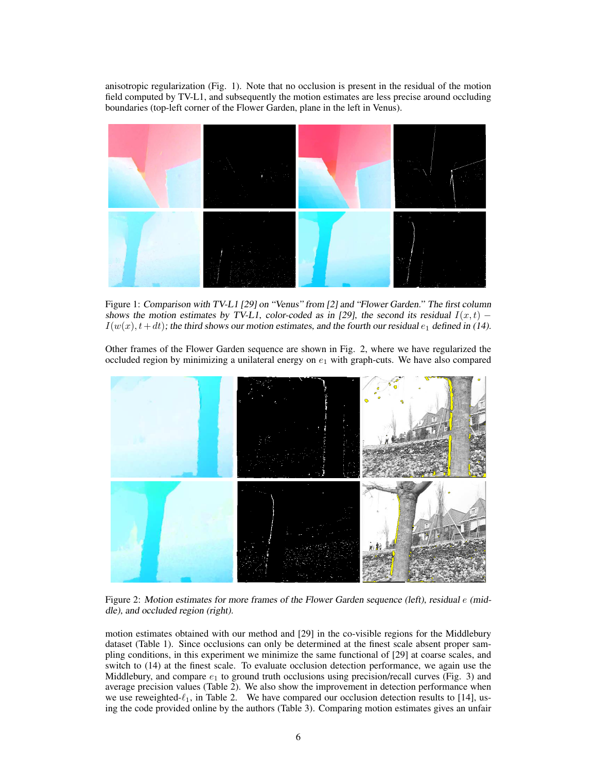anisotropic regularization (Fig. 1). Note that no occlusion is present in the residual of the motion field computed by TV-L1, and subsequently the motion estimates are less precise around occluding boundaries (top-left corner of the Flower Garden, plane in the left in Venus).

Figure 1: *Comparison with TV-L1 [29] on "Venus" from [2] and "Flower Garden." The first column shows the motion estimates by TV-L1, color-coded as in [29], the second its residual $I(x,t) - I(w(x), t+dt)$; the third shows our motion estimates, and the fourth our residual $e_1$ defined in (14).*

Other frames of the Flower Garden sequence are shown in Fig. 2, where we have regularized the occluded region by minimizing a unilateral energy on $e_1$ with graph-cuts. We have also compared

Figure 2: *Motion estimates for more frames of the Flower Garden sequence (left), residual $e$ (middle), and occluded region (right).*

motion estimates obtained with our method and [29] in the co-visible regions for the Middlebury dataset (Table 1). Since occlusions can only be determined at the finest scale absent proper sampling conditions, in this experiment we minimize the same functional of [29] at coarse scales, and switch to (14) at the finest scale. To evaluate occlusion detection performance, we again use the Middlebury, and compare $e_1$ to ground truth occlusions using precision/recall curves (Fig. 3) and average precision values (Table 2). We also show the improvement in detection performance when we use reweighted-$\ell_1$, in Table 2. We have compared our occlusion detection results to [14], using the code provided online by the authors (Table 3). Comparing motion estimates gives an unfair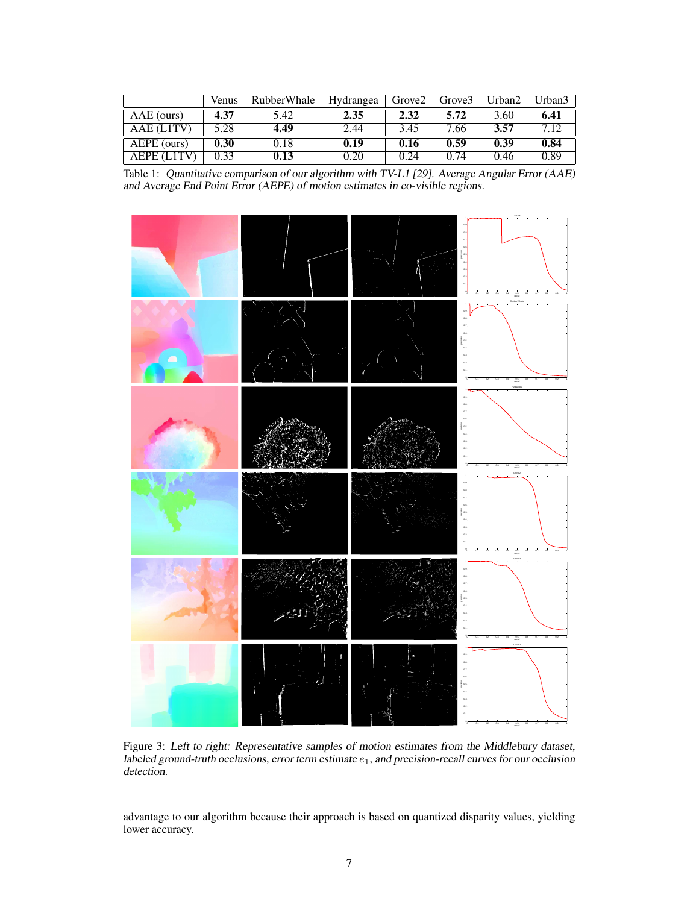|  | Venus | RubberWhale | Hydrangea | Grove2 | Grove3 | Urban2 | Urban3 |
|---|---|---|---|---|---|---|---|
| AAE (ours) | **4.37** | 5.42 | **2.35** | **2.32** | **5.72** | 3.60 | **6.41** |
| AAE (L1TV) | 5.28 | **4.49** | 2.44 | 3.45 | 7.66 | **3.57** | 7.12 |
| AEPE (ours) | **0.30** | 0.18 | **0.19** | **0.16** | **0.59** | **0.39** | **0.84** |
| AEPE (L1TV) | 0.33 | **0.13** | 0.20 | 0.24 | 0.74 | 0.46 | 0.89 |

Table 1: *Quantitative comparison of our algorithm with TV-L1 [29]. Average Angular Error (AAE) and Average End Point Error (AEPE) of motion estimates in co-visible regions.*

Figure 3: *Left to right: Representative samples of motion estimates from the Middlebury dataset, labeled ground-truth occlusions, error term estimate $e_1$, and precision-recall curves for our occlusion detection.*

advantage to our algorithm because their approach is based on quantized disparity values, yielding lower accuracy.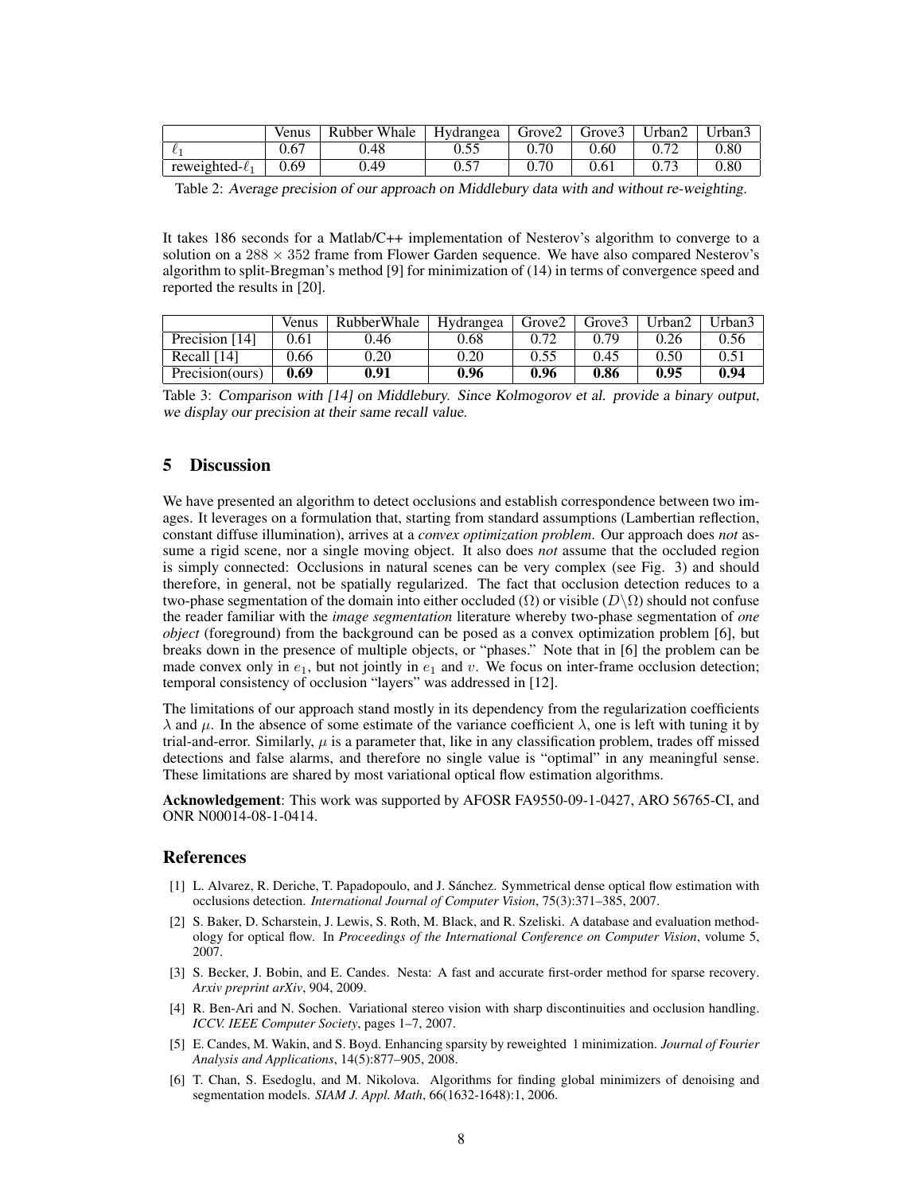|  | Venus | Rubber Whale | Hydrangea | Grove2 | Grove3 | Urban2 | Urban3 |
|---|---|---|---|---|---|---|---|
| $\ell_1$ | 0.67 | 0.48 | 0.55 | 0.70 | 0.60 | 0.72 | 0.80 |
| reweighted-$\ell_1$ | 0.69 | 0.49 | 0.57 | 0.70 | 0.61 | 0.73 | 0.80 |

Table 2: *Average precision of our approach on Middlebury data with and without re-weighting.*

It takes 186 seconds for a Matlab/C++ implementation of Nesterov's algorithm to converge to a solution on a $288 \times 352$ frame from Flower Garden sequence. We have also compared Nesterov's algorithm to split-Bregman's method [9] for minimization of (14) in terms of convergence speed and reported the results in [20].

|  | Venus | RubberWhale | Hydrangea | Grove2 | Grove3 | Urban2 | Urban3 |
|---|---|---|---|---|---|---|---|
| Precision [14] | 0.61 | 0.46 | 0.68 | 0.72 | 0.79 | 0.26 | 0.56 |
| Recall [14] | 0.66 | 0.20 | 0.20 | 0.55 | 0.45 | 0.50 | 0.51 |
| Precision(ours) | **0.69** | **0.91** | **0.96** | **0.96** | **0.86** | **0.95** | **0.94** |

Table 3: *Comparison with [14] on Middlebury. Since Kolmogorov et al. provide a binary output, we display our precision at their same recall value.*

## 5 Discussion

We have presented an algorithm to detect occlusions and establish correspondence between two images. It leverages on a formulation that, starting from standard assumptions (Lambertian reflection, constant diffuse illumination), arrives at a *convex optimization problem*. Our approach does *not* assume a rigid scene, nor a single moving object. It also does *not* assume that the occluded region is simply connected: Occlusions in natural scenes can be very complex (see Fig. 3) and should therefore, in general, not be spatially regularized. The fact that occlusion detection reduces to a two-phase segmentation of the domain into either occluded ($\Omega$) or visible ($D\backslash\Omega$) should not confuse the reader familiar with the *image segmentation* literature whereby two-phase segmentation of *one object* (foreground) from the background can be posed as a convex optimization problem [6], but breaks down in the presence of multiple objects, or "phases." Note that in [6] the problem can be made convex only in $e_1$, but not jointly in $e_1$ and $v$. We focus on inter-frame occlusion detection; temporal consistency of occlusion "layers" was addressed in [12].

The limitations of our approach stand mostly in its dependency from the regularization coefficients $\lambda$ and $\mu$. In the absence of some estimate of the variance coefficient $\lambda$, one is left with tuning it by trial-and-error. Similarly, $\mu$ is a parameter that, like in any classification problem, trades off missed detections and false alarms, and therefore no single value is "optimal" in any meaningful sense. These limitations are shared by most variational optical flow estimation algorithms.

**Acknowledgement**: This work was supported by AFOSR FA9550-09-1-0427, ARO 56765-CI, and ONR N00014-08-1-0414.

## References

[1] L. Alvarez, R. Deriche, T. Papadopoulo, and J. Sánchez. Symmetrical dense optical flow estimation with occlusions detection. *International Journal of Computer Vision*, 75(3):371–385, 2007.

[2] S. Baker, D. Scharstein, J. Lewis, S. Roth, M. Black, and R. Szeliski. A database and evaluation methodology for optical flow. In *Proceedings of the International Conference on Computer Vision*, volume 5, 2007.

[3] S. Becker, J. Bobin, and E. Candes. Nesta: A fast and accurate first-order method for sparse recovery. *Arxiv preprint arXiv*, 904, 2009.

[4] R. Ben-Ari and N. Sochen. Variational stereo vision with sharp discontinuities and occlusion handling. *ICCV. IEEE Computer Society*, pages 1–7, 2007.

[5] E. Candes, M. Wakin, and S. Boyd. Enhancing sparsity by reweighted 1 minimization. *Journal of Fourier Analysis and Applications*, 14(5):877–905, 2008.

[6] T. Chan, S. Esedoglu, and M. Nikolova. Algorithms for finding global minimizers of denoising and segmentation models. *SIAM J. Appl. Math*, 66(1632-1648):1, 2006.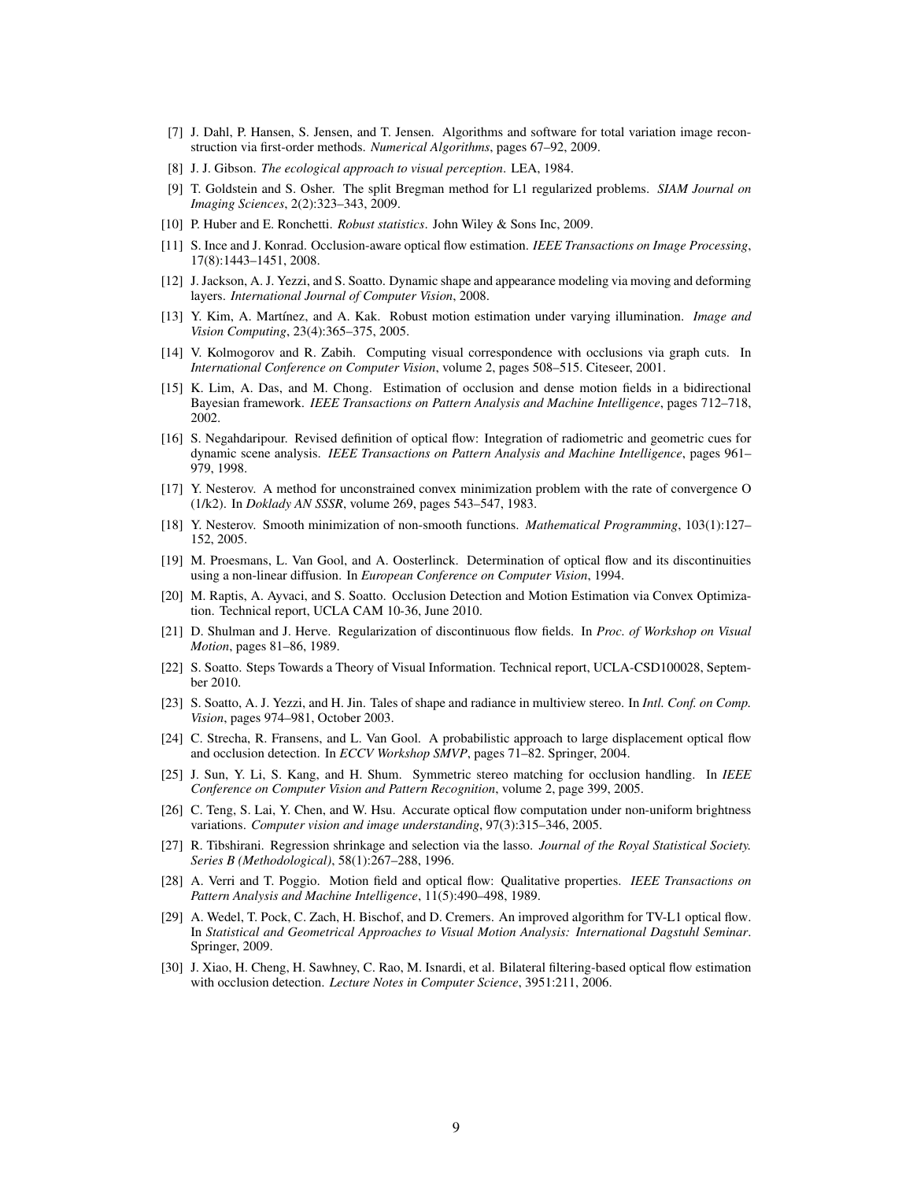[7] J. Dahl, P. Hansen, S. Jensen, and T. Jensen. Algorithms and software for total variation image reconstruction via first-order methods. *Numerical Algorithms*, pages 67–92, 2009.

[8] J. J. Gibson. *The ecological approach to visual perception*. LEA, 1984.

[9] T. Goldstein and S. Osher. The split Bregman method for L1 regularized problems. *SIAM Journal on Imaging Sciences*, 2(2):323–343, 2009.

[10] P. Huber and E. Ronchetti. *Robust statistics*. John Wiley & Sons Inc, 2009.

[11] S. Ince and J. Konrad. Occlusion-aware optical flow estimation. *IEEE Transactions on Image Processing*, 17(8):1443–1451, 2008.

[12] J. Jackson, A. J. Yezzi, and S. Soatto. Dynamic shape and appearance modeling via moving and deforming layers. *International Journal of Computer Vision*, 2008.

[13] Y. Kim, A. Martínez, and A. Kak. Robust motion estimation under varying illumination. *Image and Vision Computing*, 23(4):365–375, 2005.

[14] V. Kolmogorov and R. Zabih. Computing visual correspondence with occlusions via graph cuts. In *International Conference on Computer Vision*, volume 2, pages 508–515. Citeseer, 2001.

[15] K. Lim, A. Das, and M. Chong. Estimation of occlusion and dense motion fields in a bidirectional Bayesian framework. *IEEE Transactions on Pattern Analysis and Machine Intelligence*, pages 712–718, 2002.

[16] S. Negahdaripour. Revised definition of optical flow: Integration of radiometric and geometric cues for dynamic scene analysis. *IEEE Transactions on Pattern Analysis and Machine Intelligence*, pages 961–979, 1998.

[17] Y. Nesterov. A method for unconstrained convex minimization problem with the rate of convergence O (1/k2). In *Doklady AN SSSR*, volume 269, pages 543–547, 1983.

[18] Y. Nesterov. Smooth minimization of non-smooth functions. *Mathematical Programming*, 103(1):127–152, 2005.

[19] M. Proesmans, L. Van Gool, and A. Oosterlinck. Determination of optical flow and its discontinuities using a non-linear diffusion. In *European Conference on Computer Vision*, 1994.

[20] M. Raptis, A. Ayvaci, and S. Soatto. Occlusion Detection and Motion Estimation via Convex Optimization. Technical report, UCLA CAM 10-36, June 2010.

[21] D. Shulman and J. Herve. Regularization of discontinuous flow fields. In *Proc. of Workshop on Visual Motion*, pages 81–86, 1989.

[22] S. Soatto. Steps Towards a Theory of Visual Information. Technical report, UCLA-CSD100028, September 2010.

[23] S. Soatto, A. J. Yezzi, and H. Jin. Tales of shape and radiance in multiview stereo. In *Intl. Conf. on Comp. Vision*, pages 974–981, October 2003.

[24] C. Strecha, R. Fransens, and L. Van Gool. A probabilistic approach to large displacement optical flow and occlusion detection. In *ECCV Workshop SMVP*, pages 71–82. Springer, 2004.

[25] J. Sun, Y. Li, S. Kang, and H. Shum. Symmetric stereo matching for occlusion handling. In *IEEE Conference on Computer Vision and Pattern Recognition*, volume 2, page 399, 2005.

[26] C. Teng, S. Lai, Y. Chen, and W. Hsu. Accurate optical flow computation under non-uniform brightness variations. *Computer vision and image understanding*, 97(3):315–346, 2005.

[27] R. Tibshirani. Regression shrinkage and selection via the lasso. *Journal of the Royal Statistical Society. Series B (Methodological)*, 58(1):267–288, 1996.

[28] A. Verri and T. Poggio. Motion field and optical flow: Qualitative properties. *IEEE Transactions on Pattern Analysis and Machine Intelligence*, 11(5):490–498, 1989.

[29] A. Wedel, T. Pock, C. Zach, H. Bischof, and D. Cremers. An improved algorithm for TV-L1 optical flow. In *Statistical and Geometrical Approaches to Visual Motion Analysis: International Dagstuhl Seminar*. Springer, 2009.

[30] J. Xiao, H. Cheng, H. Sawhney, C. Rao, M. Isnardi, et al. Bilateral filtering-based optical flow estimation with occlusion detection. *Lecture Notes in Computer Science*, 3951:211, 2006.